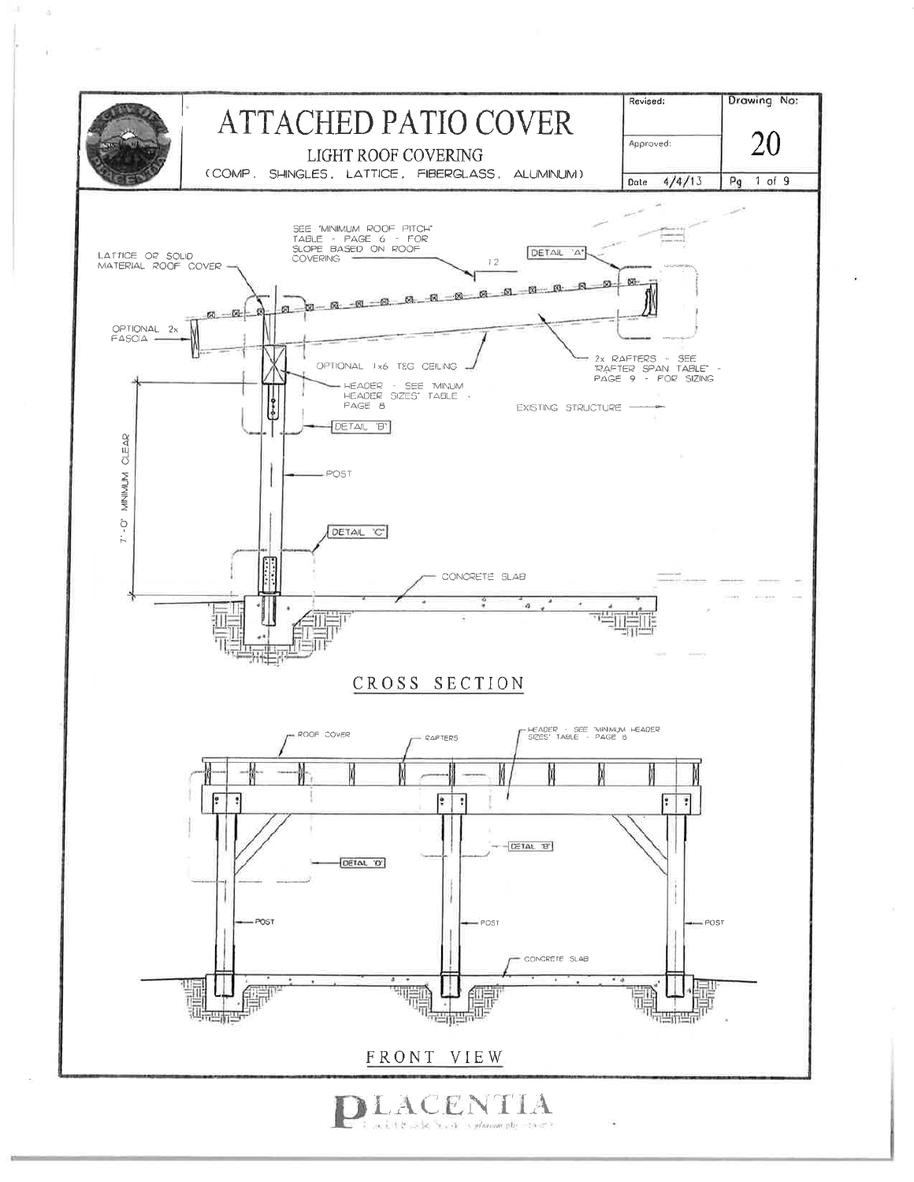# ATTACHED PATIO COVER

## LIGHT ROOF COVERING

(COMP. SHINGLES, LATTICE, FIBERGLASS, ALUMINUM)

| Revised: | Drawing No: |
|---|---|
| Approved: | 20 |
| Date 4/4/13 | Pg 1 of 9 |

SEE "MINIMUM ROOF PITCH" TABLE - PAGE 6 - FOR SLOPE BASED ON ROOF COVERING

12

DETAIL "A"

LATTICE OR SOLID MATERIAL ROOF COVER

OPTIONAL 2x FASCIA

OPTIONAL 1x6 T&G CEILING

2x RAFTERS - SEE "RAFTER SPAN TABLE" - PAGE 9 - FOR SIZING

HEADER - SEE "MINUM HEADER SIZES" TABLE - PAGE 8

EXISTING STRUCTURE

DETAIL "B"

7'-0" MINIMUM CLEAR

POST

DETAIL "C"

CONCRETE SLAB

### CROSS SECTION

ROOF COVER

RAFTERS

HEADER - SEE "MINIMUM HEADER SIZES" TABLE - PAGE 8

DETAIL "B"

DETAIL "D"

POST

POST

POST

CONCRETE SLAB

### FRONT VIEW

PLACENTIA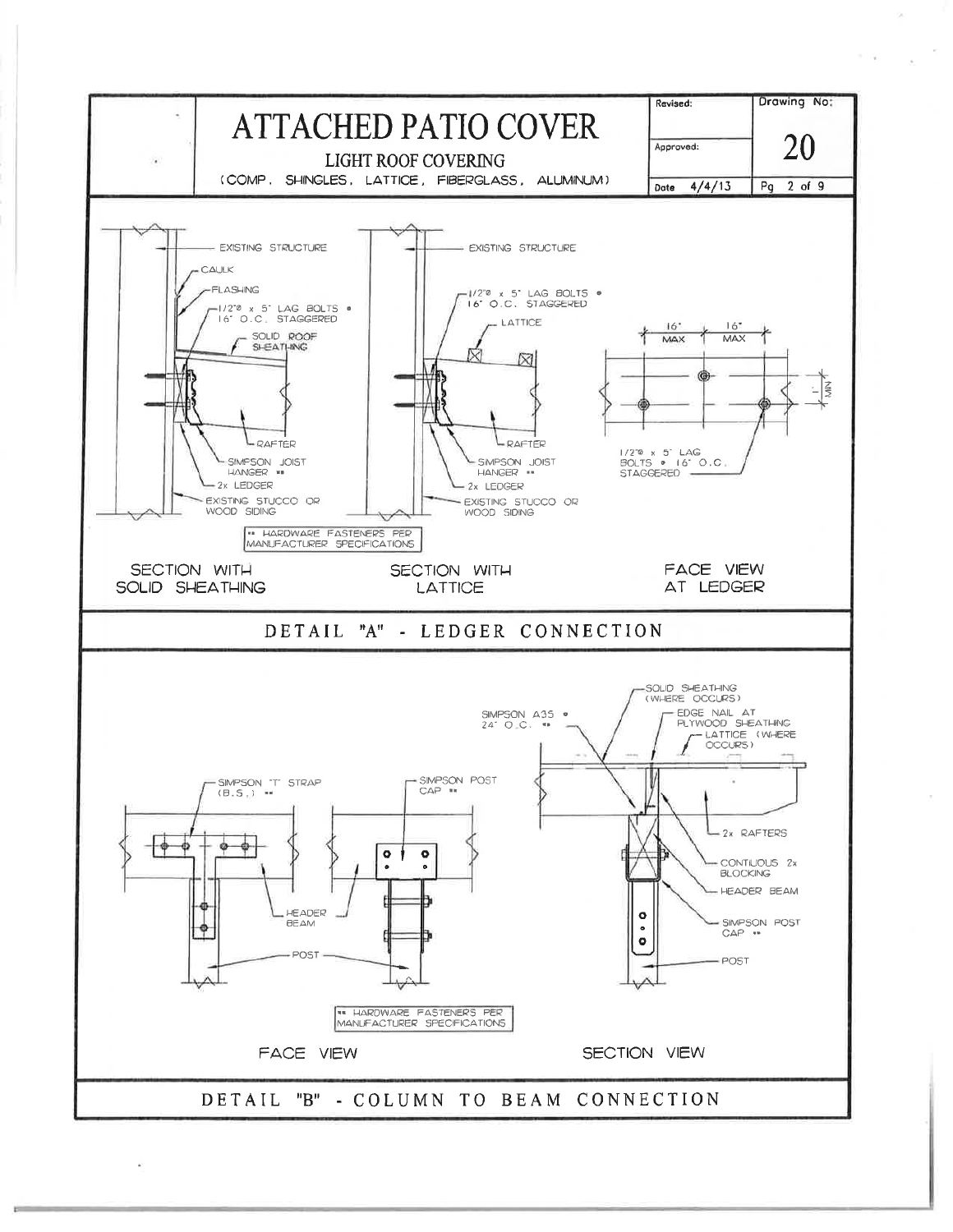# ATTACHED PATIO COVER

## LIGHT ROOF COVERING

(COMP. SHINGLES, LATTICE, FIBERGLASS, ALUMINUM)

| Revised: | Drawing No: |
|---|---|
| Approved: | 20 |
| Date 4/4/13 | Pg 2 of 9 |

### SECTION WITH SOLID SHEATHING

- EXISTING STRUCTURE
- CAULK
- FLASHING
- 1/2"Ø x 5" LAG BOLTS @ 16" O.C. STAGGERED
- SOLID ROOF SHEATHING
- RAFTER
- SIMPSON JOIST HANGER **
- 2x LEDGER
- EXISTING STUCCO OR WOOD SIDING

### SECTION WITH LATTICE

- EXISTING STRUCTURE
- 1/2"Ø x 5" LAG BOLTS @ 16" O.C. STAGGERED
- LATTICE
- RAFTER
- SIMPSON JOIST HANGER **
- 2x LEDGER
- EXISTING STUCCO OR WOOD SIDING

** HARDWARE FASTENERS PER MANUFACTURER SPECIFICATIONS

### FACE VIEW AT LEDGER

- 16" MAX
- 16" MAX
- 1" MIN
- 1/2"Ø x 5" LAG BOLTS @ 16" O.C. STAGGERED

## DETAIL "A" - LEDGER CONNECTION

### FACE VIEW

- SIMPSON "T" STRAP (B.S.) **
- SIMPSON POST CAP **
- HEADER BEAM
- POST

### SECTION VIEW

- SOLID SHEATHING (WHERE OCCURS)
- SIMPSON A35 @ 24" O.C. **
- EDGE NAIL AT PLYWOOD SHEATHING
- LATTICE (WHERE OCCURS)
- 2x RAFTERS
- CONTIUOUS 2x BLOCKING
- HEADER BEAM
- SIMPSON POST CAP **
- POST

** HARDWARE FASTENERS PER MANUFACTURER SPECIFICATIONS

## DETAIL "B" - COLUMN TO BEAM CONNECTION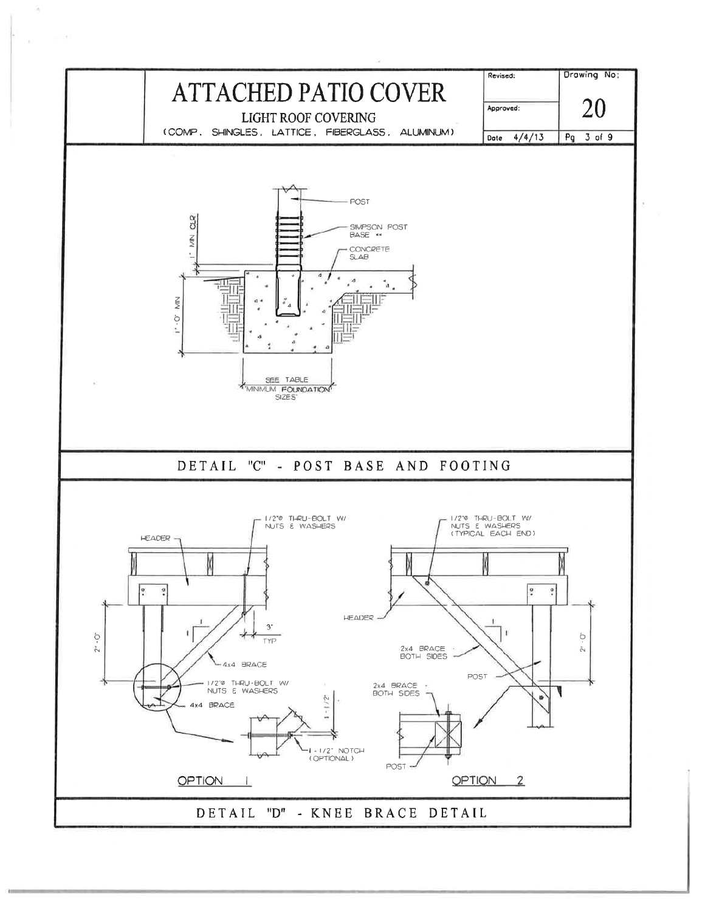# ATTACHED PATIO COVER

LIGHT ROOF COVERING

(COMP. SHINGLES, LATTICE, FIBERGLASS, ALUMINUM)

| Revised: | Drawing No: |
|---|---|
| Approved: | 20 |
| Date 4/4/13 | Pg 3 of 9 |

POST

SIMPSON POST BASE **

CONCRETE SLAB

1" MIN CLR

1'-0" MIN

SEE TABLE "MINIMUM FOUNDATION SIZES"

## DETAIL "C" - POST BASE AND FOOTING

**OPTION 1**

HEADER

1/2"Ø THRU-BOLT W/ NUTS & WASHERS

2'-0"

3" TYP

4x4 BRACE

1/2"Ø THRU-BOLT W/ NUTS & WASHERS

4x4 BRACE

1-1/2"

1-1/2" NOTCH (OPTIONAL)

**OPTION 2**

1/2"Ø THRU-BOLT W/ NUTS & WASHERS (TYPICAL EACH END)

HEADER

2x4 BRACE BOTH SIDES

POST

2'-0"

2x4 BRACE BOTH SIDES

POST

## DETAIL "D" - KNEE BRACE DETAIL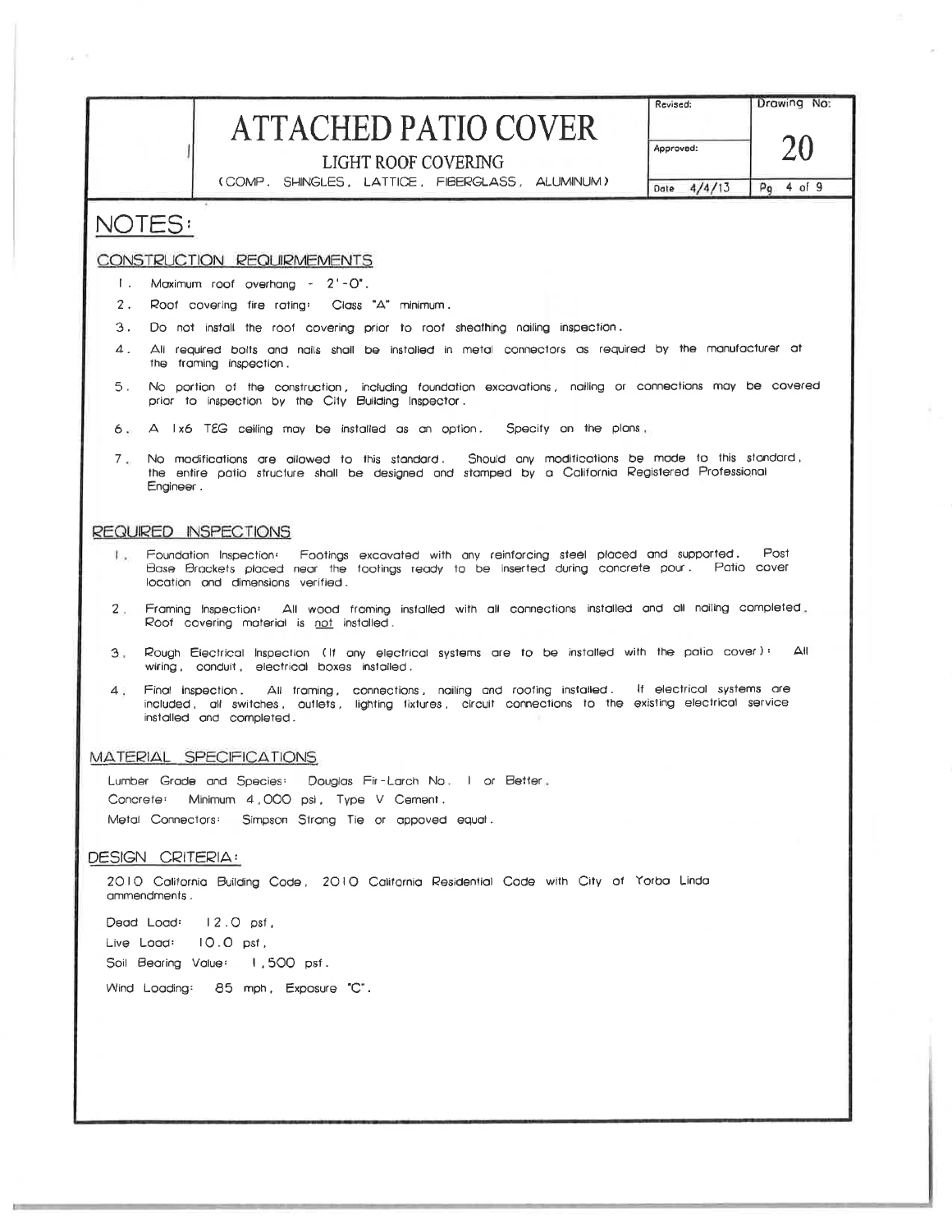# ATTACHED PATIO COVER

LIGHT ROOF COVERING

(COMP. SHINGLES, LATTICE, FIBERGLASS, ALUMINUM)

| Revised: | Drawing No: |
|---|---|
| Approved: | 20 |
| Date 4/4/13 | Pg 4 of 9 |

## NOTES:

### CONSTRUCTION REQUIREMEMENTS

1. Maximum roof overhang - 2'-0".
2. Roof covering fire rating: Class "A" minimum.
3. Do not install the roof covering prior to roof sheathing nailing inspection.
4. All required bolts and nails shall be installed in metal connectors as required by the manufacturer at the framing inspection.
5. No portion of the construction, including foundation excavations, nailing or connections may be covered prior to inspection by the City Building Inspector.
6. A 1x6 T&G ceiling may be installed as an option. Specify on the plans.
7. No modifications are allowed to this standard. Should any modifications be made to this standard, the entire patio structure shall be designed and stamped by a California Registered Professional Engineer.

### REQUIRED INSPECTIONS

1. Foundation Inspection: Footings excavated with any reinforcing steel placed and supported. Post Base Brackets placed near the footings ready to be inserted during concrete pour. Patio cover location and dimensions verified.
2. Framing Inspection: All wood framing installed with all connections installed and all nailing completed. Roof covering material is not installed.
3. Rough Electrical Inspection (If any electrical systems are to be installed with the patio cover): All wiring, conduit, electrical boxes installed.
4. Final Inspection. All framing, connections, nailing and roofing installed. If electrical systems are included, all switches, outlets, lighting fixtures, circuit connections to the existing electrical service installed and completed.

### MATERIAL SPECIFICATIONS

Lumber Grade and Species: Douglas Fir-Larch No. 1 or Better.

Concrete: Minimum 4,000 psi, Type V Cement.

Metal Connectors: Simpson Strong Tie or appoved equal.

### DESIGN CRITERIA:

2010 California Building Code, 2010 California Residential Code with City of Yorba Linda ammendments.

Dead Load: 12.0 psf,

Live Load: 10.0 psf,

Soil Bearing Value: 1,500 psf.

Wind Loading: 85 mph, Exposure "C".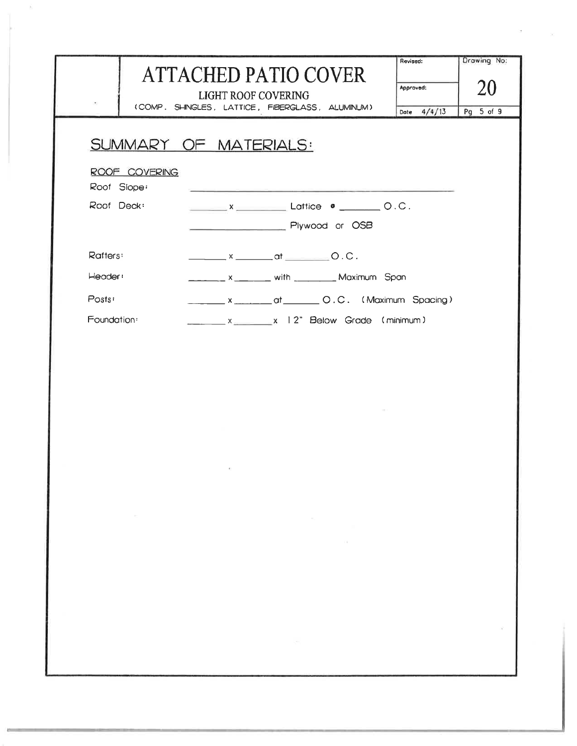# ATTACHED PATIO COVER

LIGHT ROOF COVERING

(COMP. SHINGLES, LATTICE, FIBERGLASS, ALUMINUM)

| Revised: | Drawing No: |
| --- | --- |
| Approved: | 20 |
| Date 4/4/13 | Pg 5 of 9 |

## SUMMARY OF MATERIALS:

ROOF COVERING

Roof Slope: ______________________________

Roof Deck: ______ x ________ Lattice @ ________ O.C.

______________ Plywood or OSB

Rafters: ______ x ______ at ______ O.C.

Header: ______ x ______ with ______ Maximum Span

Posts: ______ x ______ at ______ O.C. (Maximum Spacing)

Foundation: ______ x ______ x 12" Below Grade (minimum)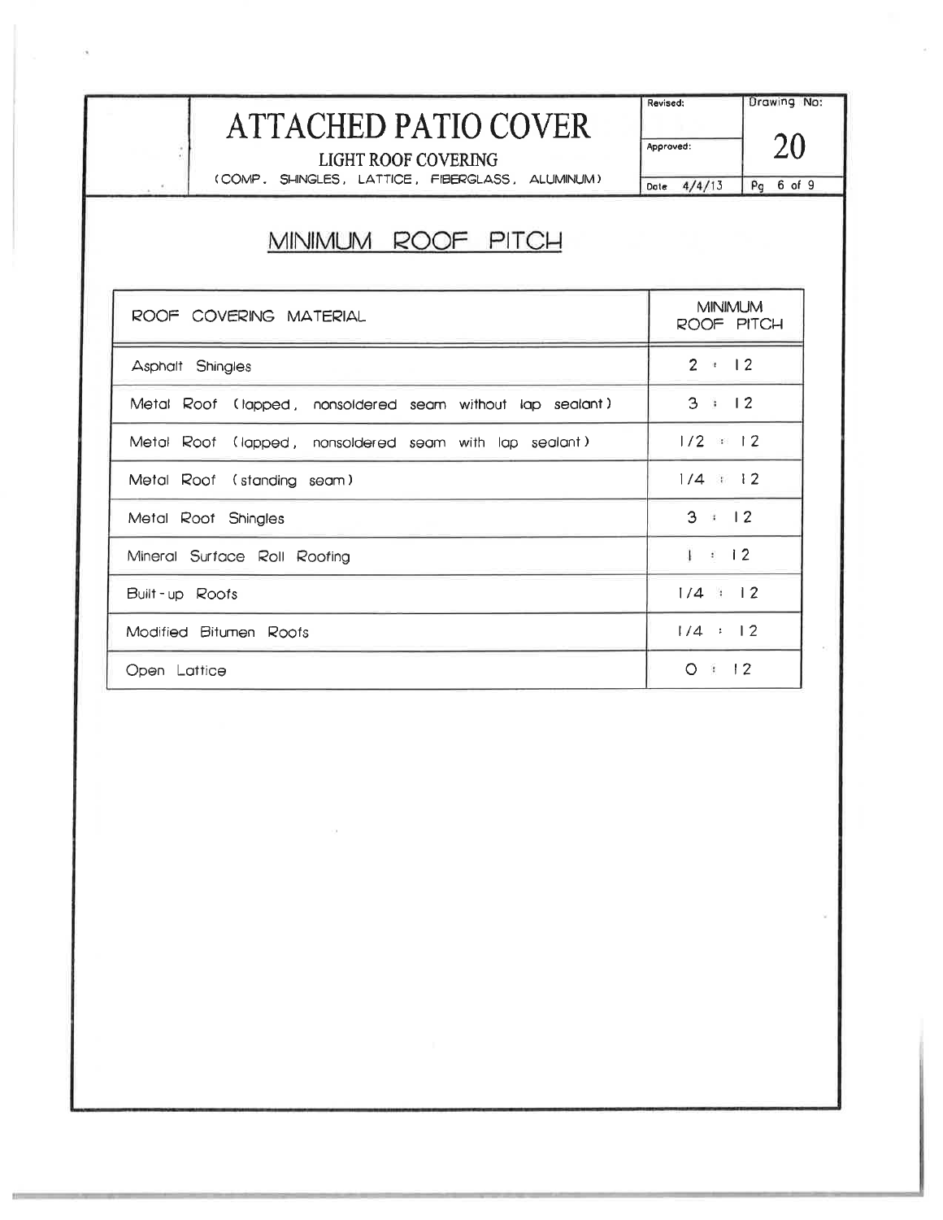# ATTACHED PATIO COVER

LIGHT ROOF COVERING

(COMP. SHINGLES, LATTICE, FIBERGLASS, ALUMINUM)

| Revised: | Drawing No: |
|---|---|
| Approved: | 20 |
| Date 4/4/13 | Pg 6 of 9 |

## MINIMUM ROOF PITCH

| ROOF COVERING MATERIAL | MINIMUM ROOF PITCH |
|---|---|
| Asphalt Shingles | 2 : 12 |
| Metal Roof (lapped, nonsoldered seam without lap sealant) | 3 : 12 |
| Metal Roof (lapped, nonsoldered seam with lap sealant) | 1/2 : 12 |
| Metal Roof (standing seam) | 1/4 : 12 |
| Metal Roof Shingles | 3 : 12 |
| Mineral Surface Roll Roofing | 1 : 12 |
| Built-up Roofs | 1/4 : 12 |
| Modified Bitumen Roofs | 1/4 : 12 |
| Open Lattice | 0 : 12 |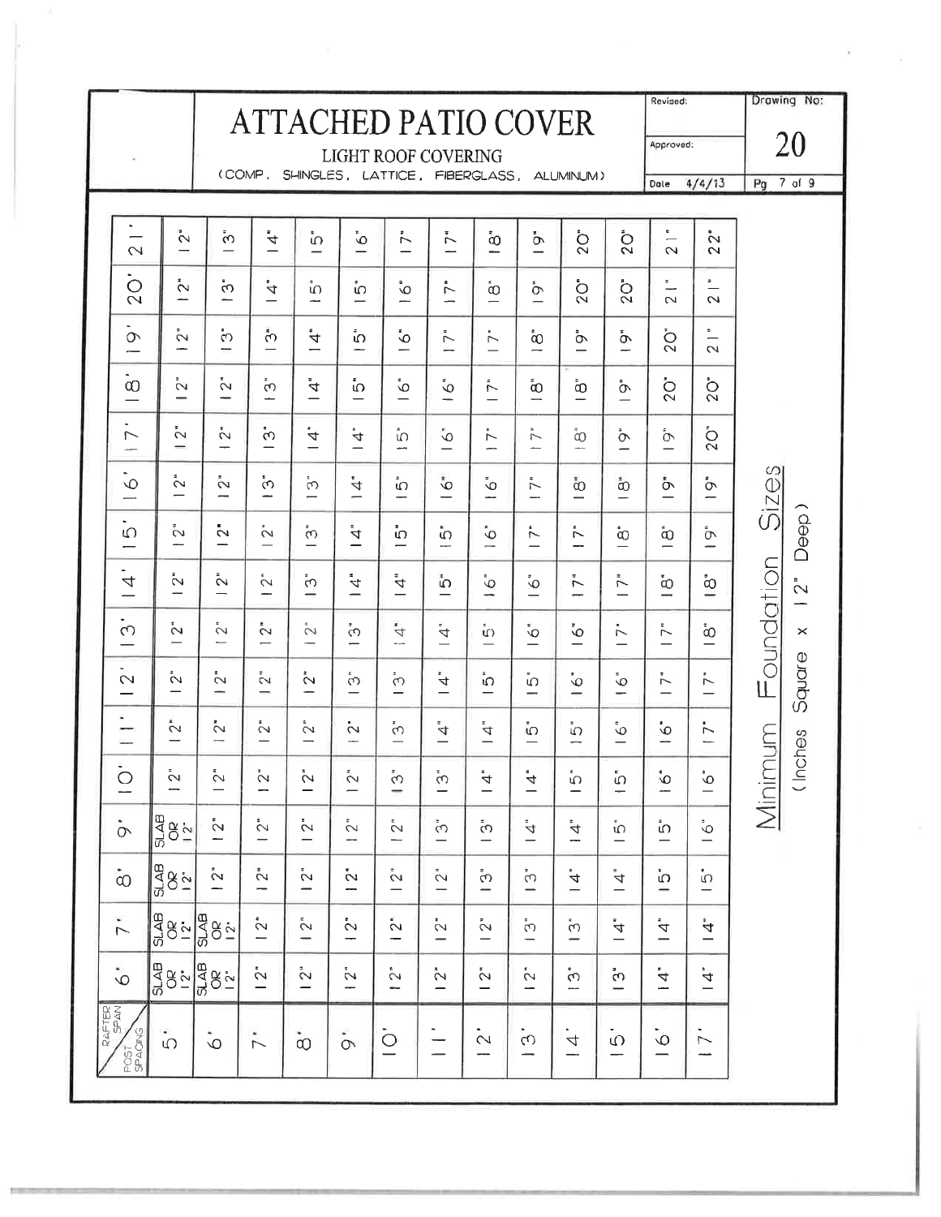# ATTACHED PATIO COVER

## LIGHT ROOF COVERING

(COMP. SHINGLES, LATTICE, FIBERGLASS, ALUMINUM)

Revised:

Approved:

Date 4/4/13

Drawing No: 20

## Minimum Foundation Sizes

(Inches Square x 12" Deep)

| POST SPACING \ RAFTER SPAN | 6' | 7' | 8' | 9' | 10' | 11' | 12' | 13' | 14' | 15' | 16' | 17' | 18' | 19' | 20' | 21' |
|---|---|---|---|---|---|---|---|---|---|---|---|---|---|---|---|---|
| 5' | SLAB OR 12" | SLAB OR 12" | SLAB OR 12" | SLAB OR 12" | 12" | 12" | 12" | 12" | 12" | 12" | 12" | 12" | 12" | 12" | 12" | 12" |
| 6' | SLAB OR 12" | SLAB OR 12" | 12" | 12" | 12" | 12" | 12" | 12" | 12" | 12" | 12" | 12" | 12" | 13" | 13" | 13" |
| 7' | 12" | 12" | 12" | 12" | 12" | 12" | 12" | 12" | 12" | 12" | 13" | 13" | 13" | 13" | 14" | 14" |
| 8' | 12" | 12" | 12" | 12" | 12" | 12" | 12" | 12" | 13" | 13" | 13" | 14" | 14" | 14" | 15" | 15" |
| 9' | 12" | 12" | 12" | 12" | 12" | 12" | 13" | 13" | 13" | 14" | 14" | 14" | 15" | 15" | 15" | 16" |
| 10' | 12" | 12" | 12" | 12" | 13" | 13" | 13" | 14" | 14" | 15" | 15" | 15" | 16" | 16" | 16" | 17" |
| 11' | 12" | 12" | 12" | 13" | 13" | 14" | 14" | 14" | 15" | 15" | 16" | 16" | 16" | 17" | 17" | 17" |
| 12' | 12" | 12" | 13" | 13" | 14" | 14" | 15" | 15" | 15" | 16" | 16" | 17" | 17" | 17" | 18" | 18" |
| 13' | 12" | 13" | 13" | 14" | 14" | 15" | 15" | 16" | 16" | 17" | 17" | 17" | 18" | 18" | 19" | 19" |
| 14' | 13" | 13" | 14" | 14" | 15" | 15" | 16" | 16" | 17" | 17" | 18" | 18" | 18" | 19" | 20" | 20" |
| 15' | 13" | 14" | 14" | 15" | 15" | 16" | 16" | 17" | 17" | 18" | 18" | 19" | 19" | 19" | 20" | 20" |
| 16' | 14" | 14" | 15" | 15" | 16" | 16" | 17" | 17" | 18" | 18" | 19" | 19" | 20" | 20" | 21" | 21" |
| 17' | 14" | 14" | 15" | 16" | 16" | 17" | 17" | 18" | 18" | 19" | 19" | 20" | 20" | 21" | 21" | 22" |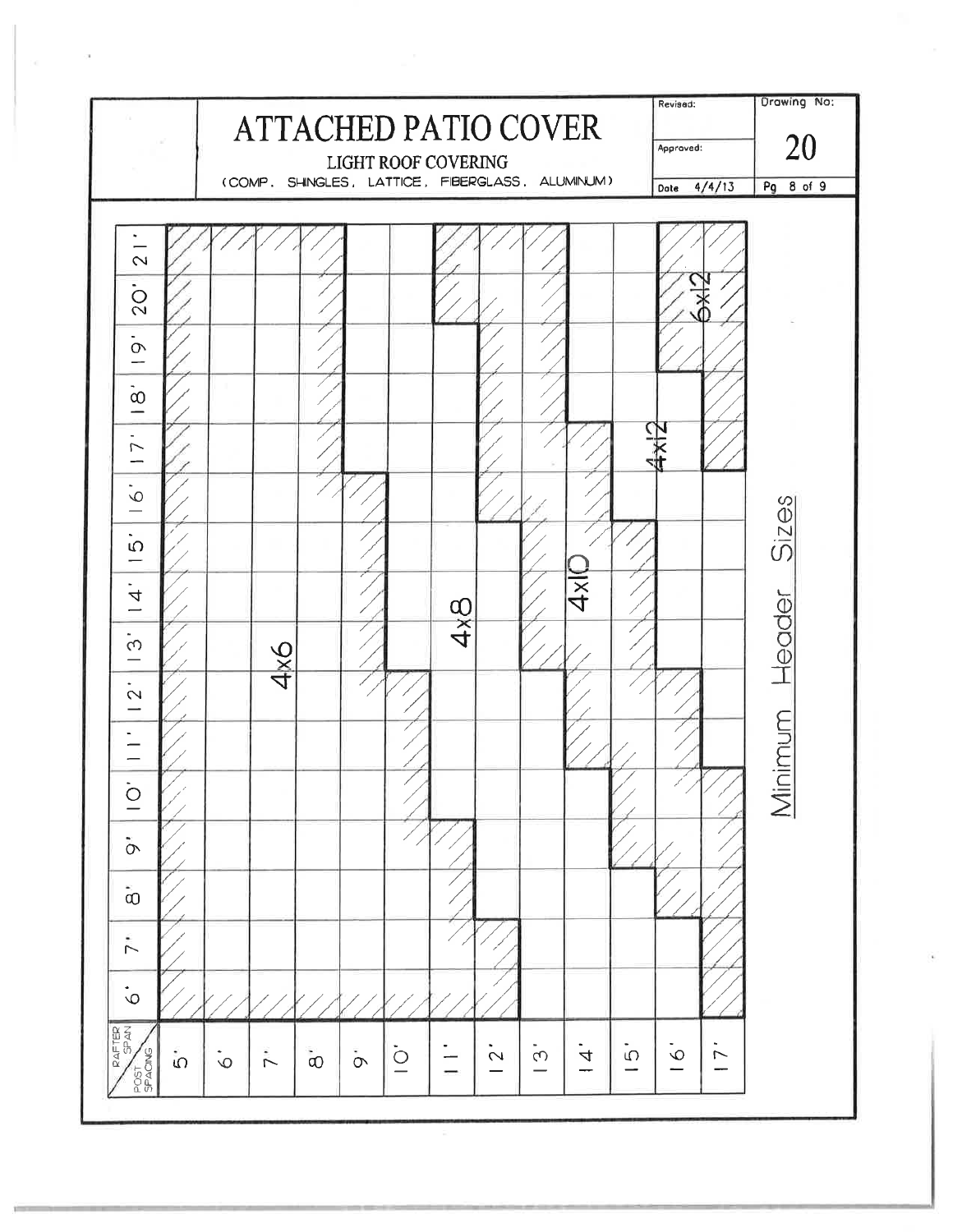# ATTACHED PATIO COVER

## LIGHT ROOF COVERING

(COMP. SHINGLES, LATTICE, FIBERGLASS, ALUMINUM)

Revised:

Approved:

Date 4/4/13

Drawing No: 20

## Minimum Header Sizes

| Rafter Span \ Post Spacing | 5' | 6' | 7' | 8' | 9' | 10' | 11' | 12' | 13' | 14' | 15' | 16' | 17' |
|---|---|---|---|---|---|---|---|---|---|---|---|---|---|
| 6' | 4x6 | 4x6 | 4x6 | 4x6 | 4x6 | 4x6 | 4x6 | 4x6 | 4x8 | 4x8 | 4x8 | 4x8 | 4x10 |
| 7' | 4x6 | 4x6 | 4x6 | 4x6 | 4x6 | 4x6 | 4x6 | 4x6 | 4x8 | 4x8 | 4x8 | 4x8 | 4x10 |
| 8' | 4x6 | 4x6 | 4x6 | 4x6 | 4x6 | 4x6 | 4x6 | 4x8 | 4x8 | 4x8 | 4x8 | 4x10 | 4x10 |
| 9' | 4x6 | 4x6 | 4x6 | 4x6 | 4x6 | 4x6 | 4x6 | 4x8 | 4x8 | 4x8 | 4x10 | 4x10 | 4x10 |
| 10' | 4x6 | 4x6 | 4x6 | 4x6 | 4x6 | 4x6 | 4x8 | 4x8 | 4x8 | 4x8 | 4x10 | 4x10 | 4x10 |
| 11' | 4x6 | 4x6 | 4x6 | 4x6 | 4x6 | 4x6 | 4x8 | 4x8 | 4x8 | 4x10 | 4x10 | 4x10 | 4x12 |
| 12' | 4x6 | 4x6 | 4x6 | 4x6 | 4x6 | 4x6 | 4x8 | 4x8 | 4x8 | 4x10 | 4x10 | 4x10 | 4x12 |
| 13' | 4x6 | 4x6 | 4x6 | 4x6 | 4x6 | 4x8 | 4x8 | 4x8 | 4x10 | 4x10 | 4x10 | 4x12 | 4x12 |
| 14' | 4x6 | 4x6 | 4x6 | 4x6 | 4x6 | 4x8 | 4x8 | 4x8 | 4x10 | 4x10 | 4x10 | 4x12 | 4x12 |
| 15' | 4x6 | 4x6 | 4x6 | 4x6 | 4x6 | 4x8 | 4x8 | 4x8 | 4x10 | 4x10 | 4x10 | 4x12 | 4x12 |
| 16' | 4x6 | 4x6 | 4x6 | 4x6 | 4x6 | 4x8 | 4x8 | 4x10 | 4x10 | 4x10 | 4x12 | 4x12 | 4x12 |
| 17' | 4x6 | 4x6 | 4x6 | 4x6 | 4x8 | 4x8 | 4x8 | 4x10 | 4x10 | 4x10 | 4x12 | 4x12 | 6x12 |
| 18' | 4x6 | 4x6 | 4x6 | 4x6 | 4x8 | 4x8 | 4x8 | 4x10 | 4x10 | 4x12 | 4x12 | 4x12 | 6x12 |
| 19' | 4x6 | 4x6 | 4x6 | 4x6 | 4x8 | 4x8 | 4x8 | 4x10 | 4x10 | 4x12 | 4x12 | 6x12 | 6x12 |
| 20' | 4x6 | 4x6 | 4x6 | 4x6 | 4x8 | 4x8 | 4x10 | 4x10 | 4x10 | 4x12 | 4x12 | 6x12 | 6x12 |
| 21' | 4x6 | 4x6 | 4x6 | 4x6 | 4x8 | 4x8 | 4x10 | 4x10 | 4x10 | 4x12 | 4x12 | 6x12 | 6x12 |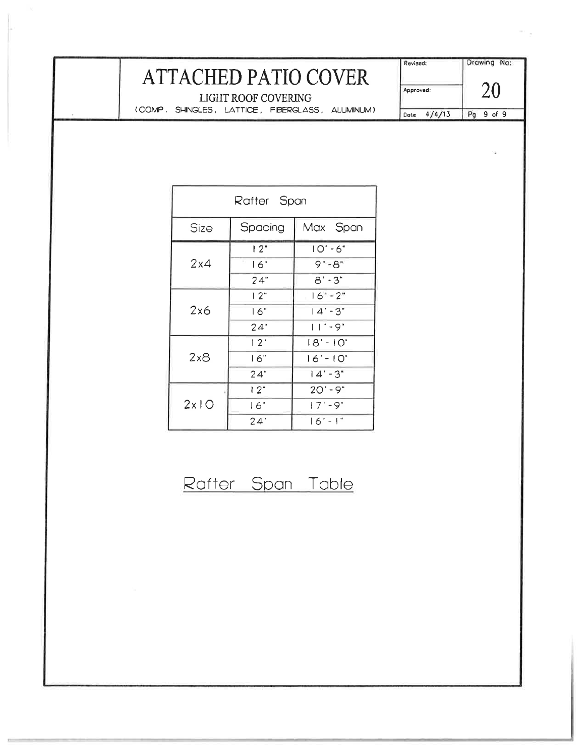# ATTACHED PATIO COVER

LIGHT ROOF COVERING

(COMP. SHINGLES, LATTICE, FIBERGLASS, ALUMINUM)

| Revised: | Drawing No: |
|---|---|
| Approved: | 20 |
| Date 4/4/13 | Pg 9 of 9 |

| Rafter Span | | |
|---|---|---|
| Size | Spacing | Max Span |
| 2x4 | 12" | 10'-6" |
| | 16" | 9'-8" |
| | 24" | 8'-3" |
| 2x6 | 12" | 16'-2" |
| | 16" | 14'-3" |
| | 24" | 11'-9" |
| 2x8 | 12" | 18'-10" |
| | 16" | 16'-10" |
| | 24" | 14'-3" |
| 2x10 | 12" | 20'-9" |
| | 16" | 17'-9" |
| | 24" | 16'-1" |

Rafter Span Table